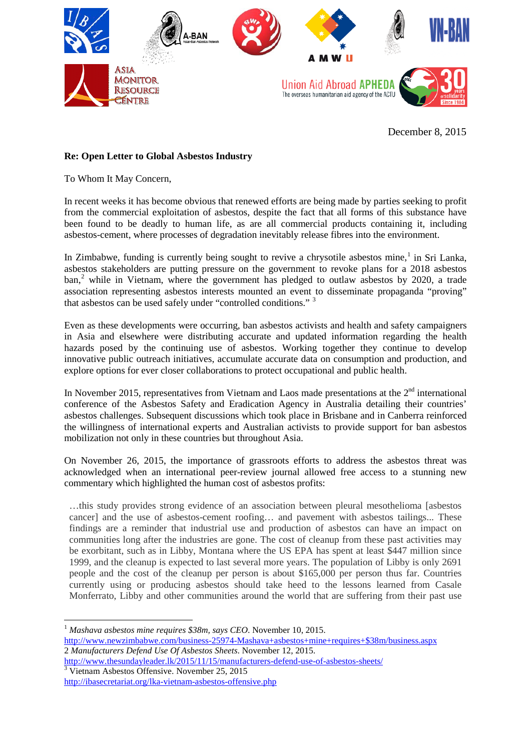December 8, 2015

**Re: Open Letter to Global Asbestos Industry**

To Whom It May Concern,

In recent weeks it has become obvious that renewed efforts are being made by parties seeking to profit from the commercial exploitation of asbestos, despite the fact that all forms of this substance have been found to be deadly to human life, as are all commercial products containing it, including asbestos-cement, where processes of degradation inevitably release fibres into the environment.

In Zimbabwe, funding is currently being sought to revive a chrysotile asbestos mine,[1] in Sri Lanka, asbestos stakeholders are putting pressure on the government to revoke plans for a 2018 asbestos ban,[2] while in Vietnam, where the government has pledged to outlaw asbestos by 2020, a trade association representing asbestos interests mounted an event to disseminate propaganda "proving" that asbestos can be used safely under "controlled conditions." [3]

Even as these developments were occurring, ban asbestos activists and health and safety campaigners in Asia and elsewhere were distributing accurate and updated information regarding the health hazards posed by the continuing use of asbestos. Working together they continue to develop innovative public outreach initiatives, accumulate accurate data on consumption and production, and explore options for ever closer collaborations to protect occupational and public health.

In November 2015, representatives from Vietnam and Laos made presentations at the 2nd international conference of the Asbestos Safety and Eradication Agency in Australia detailing their countries' asbestos challenges. Subsequent discussions which took place in Brisbane and in Canberra reinforced the willingness of international experts and Australian activists to provide support for ban asbestos mobilization not only in these countries but throughout Asia.

On November 26, 2015, the importance of grassroots efforts to address the asbestos threat was acknowledged when an international peer-review journal allowed free access to a stunning new commentary which highlighted the human cost of asbestos profits:

> …this study provides strong evidence of an association between pleural mesothelioma [asbestos cancer] and the use of asbestos-cement roofing… and pavement with asbestos tailings... These findings are a reminder that industrial use and production of asbestos can have an impact on communities long after the industries are gone. The cost of cleanup from these past activities may be exorbitant, such as in Libby, Montana where the US EPA has spent at least $447 million since 1999, and the cleanup is expected to last several more years. The population of Libby is only 2691 people and the cost of the cleanup per person is about $165,000 per person thus far. Countries currently using or producing asbestos should take heed to the lessons learned from Casale Monferrato, Libby and other communities around the world that are suffering from their past use

---

[1] *Mashava asbestos mine requires $38m, says CEO*. November 10, 2015. http://www.newzimbabwe.com/business-25974-Mashava+asbestos+mine+requires+$38m/business.aspx

[2] *Manufacturers Defend Use Of Asbestos Sheets*. November 12, 2015. http://www.thesundayleader.lk/2015/11/15/manufacturers-defend-use-of-asbestos-sheets/

[3] Vietnam Asbestos Offensive. November 25, 2015 http://ibasecretariat.org/lka-vietnam-asbestos-offensive.php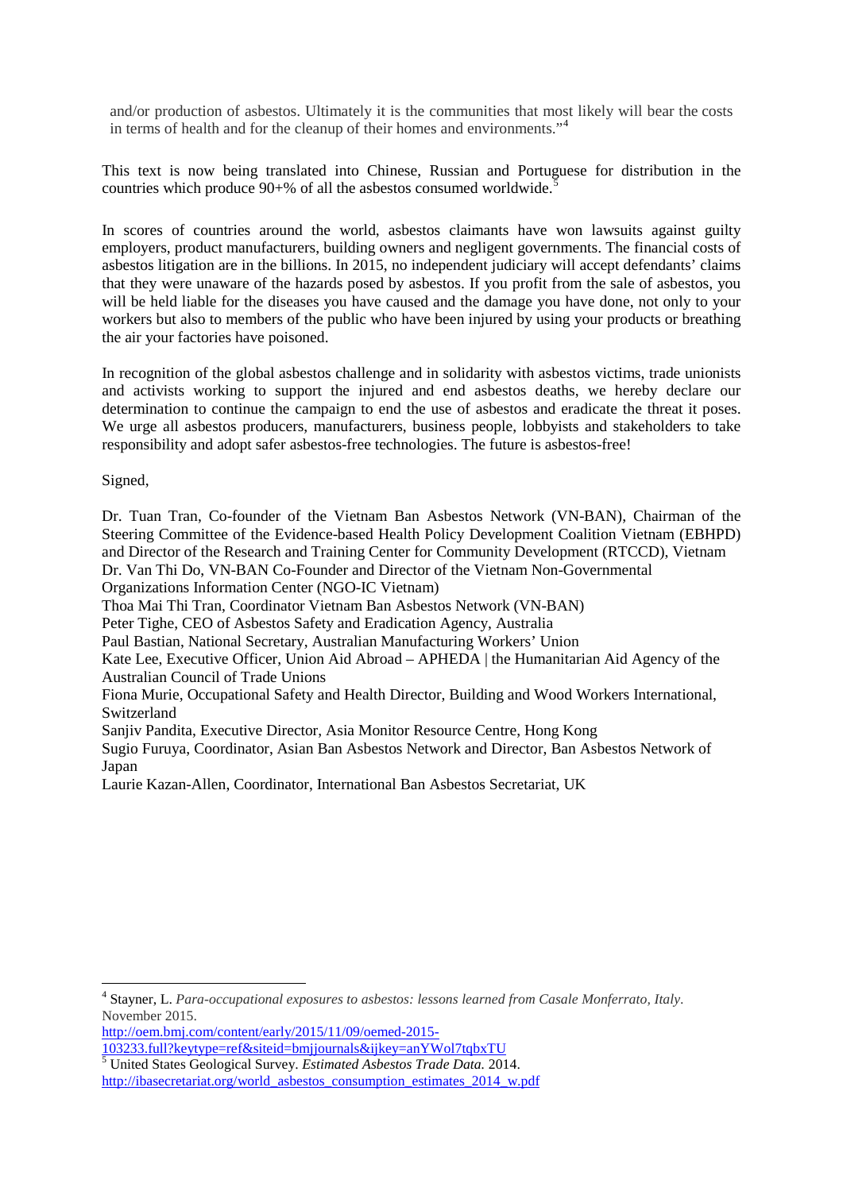and/or production of asbestos. Ultimately it is the communities that most likely will bear the costs in terms of health and for the cleanup of their homes and environments."[4]

This text is now being translated into Chinese, Russian and Portuguese for distribution in the countries which produce 90+% of all the asbestos consumed worldwide.[5]

In scores of countries around the world, asbestos claimants have won lawsuits against guilty employers, product manufacturers, building owners and negligent governments. The financial costs of asbestos litigation are in the billions. In 2015, no independent judiciary will accept defendants' claims that they were unaware of the hazards posed by asbestos. If you profit from the sale of asbestos, you will be held liable for the diseases you have caused and the damage you have done, not only to your workers but also to members of the public who have been injured by using your products or breathing the air your factories have poisoned.

In recognition of the global asbestos challenge and in solidarity with asbestos victims, trade unionists and activists working to support the injured and end asbestos deaths, we hereby declare our determination to continue the campaign to end the use of asbestos and eradicate the threat it poses. We urge all asbestos producers, manufacturers, business people, lobbyists and stakeholders to take responsibility and adopt safer asbestos-free technologies. The future is asbestos-free!

Signed,

Dr. Tuan Tran, Co-founder of the Vietnam Ban Asbestos Network (VN-BAN), Chairman of the Steering Committee of the Evidence-based Health Policy Development Coalition Vietnam (EBHPD) and Director of the Research and Training Center for Community Development (RTCCD), Vietnam
Dr. Van Thi Do, VN-BAN Co-Founder and Director of the Vietnam Non-Governmental Organizations Information Center (NGO-IC Vietnam)
Thoa Mai Thi Tran, Coordinator Vietnam Ban Asbestos Network (VN-BAN)
Peter Tighe, CEO of Asbestos Safety and Eradication Agency, Australia
Paul Bastian, National Secretary, Australian Manufacturing Workers' Union
Kate Lee, Executive Officer, Union Aid Abroad – APHEDA | the Humanitarian Aid Agency of the Australian Council of Trade Unions
Fiona Murie, Occupational Safety and Health Director, Building and Wood Workers International, Switzerland
Sanjiv Pandita, Executive Director, Asia Monitor Resource Centre, Hong Kong
Sugio Furuya, Coordinator, Asian Ban Asbestos Network and Director, Ban Asbestos Network of Japan
Laurie Kazan-Allen, Coordinator, International Ban Asbestos Secretariat, UK

---

[4] Stayner, L. *Para-occupational exposures to asbestos: lessons learned from Casale Monferrato, Italy.* November 2015. http://oem.bmj.com/content/early/2015/11/09/oemed-2015-103233.full?keytype=ref&siteid=bmjjournals&ijkey=anYWol7tqbxTU

[5] United States Geological Survey. *Estimated Asbestos Trade Data.* 2014. http://ibasecretariat.org/world_asbestos_consumption_estimates_2014_w.pdf